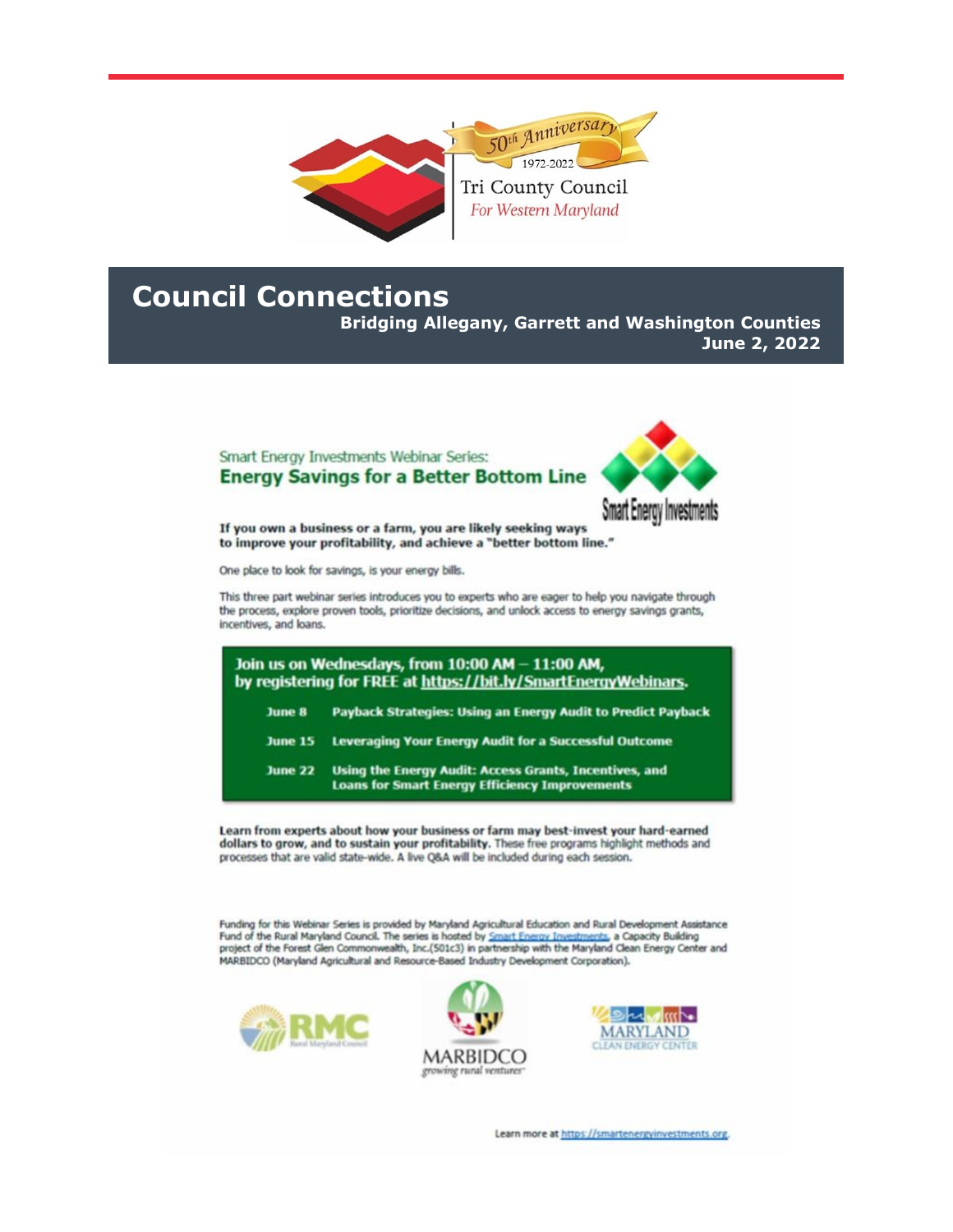50th Anniversary 1972-2022

Tri County Council For Western Maryland

# Council Connections

**Bridging Allegany, Garrett and Washington Counties**
**June 2, 2022**

Smart Energy Investments Webinar Series:

## Energy Savings for a Better Bottom Line

Smart Energy Investments

**If you own a business or a farm, you are likely seeking ways to improve your profitability, and achieve a "better bottom line."**

One place to look for savings, is your energy bills.

This three part webinar series introduces you to experts who are eager to help you navigate through the process, explore proven tools, prioritize decisions, and unlock access to energy savings grants, incentives, and loans.

**Join us on Wednesdays, from 10:00 AM – 11:00 AM, by registering for FREE at https://bit.ly/SmartEnergyWebinars.**

| | |
|---|---|
| **June 8** | **Payback Strategies: Using an Energy Audit to Predict Payback** |
| **June 15** | **Leveraging Your Energy Audit for a Successful Outcome** |
| **June 22** | **Using the Energy Audit: Access Grants, Incentives, and Loans for Smart Energy Efficiency Improvements** |

**Learn from experts about how your business or farm may best-invest your hard-earned dollars to grow, and to sustain your profitability.** These free programs highlight methods and processes that are valid state-wide. A live Q&A will be included during each session.

Funding for this Webinar Series is provided by Maryland Agricultural Education and Rural Development Assistance Fund of the Rural Maryland Council. The series is hosted by Smart Energy Investments, a Capacity Building project of the Forest Glen Commonwealth, Inc.(501c3) in partnership with the Maryland Clean Energy Center and MARBIDCO (Maryland Agricultural and Resource-Based Industry Development Corporation).

RMC Rural Maryland Council

MARBIDCO growing rural ventures

MARYLAND CLEAN ENERGY CENTER

Learn more at https://smartenergyinvestments.org.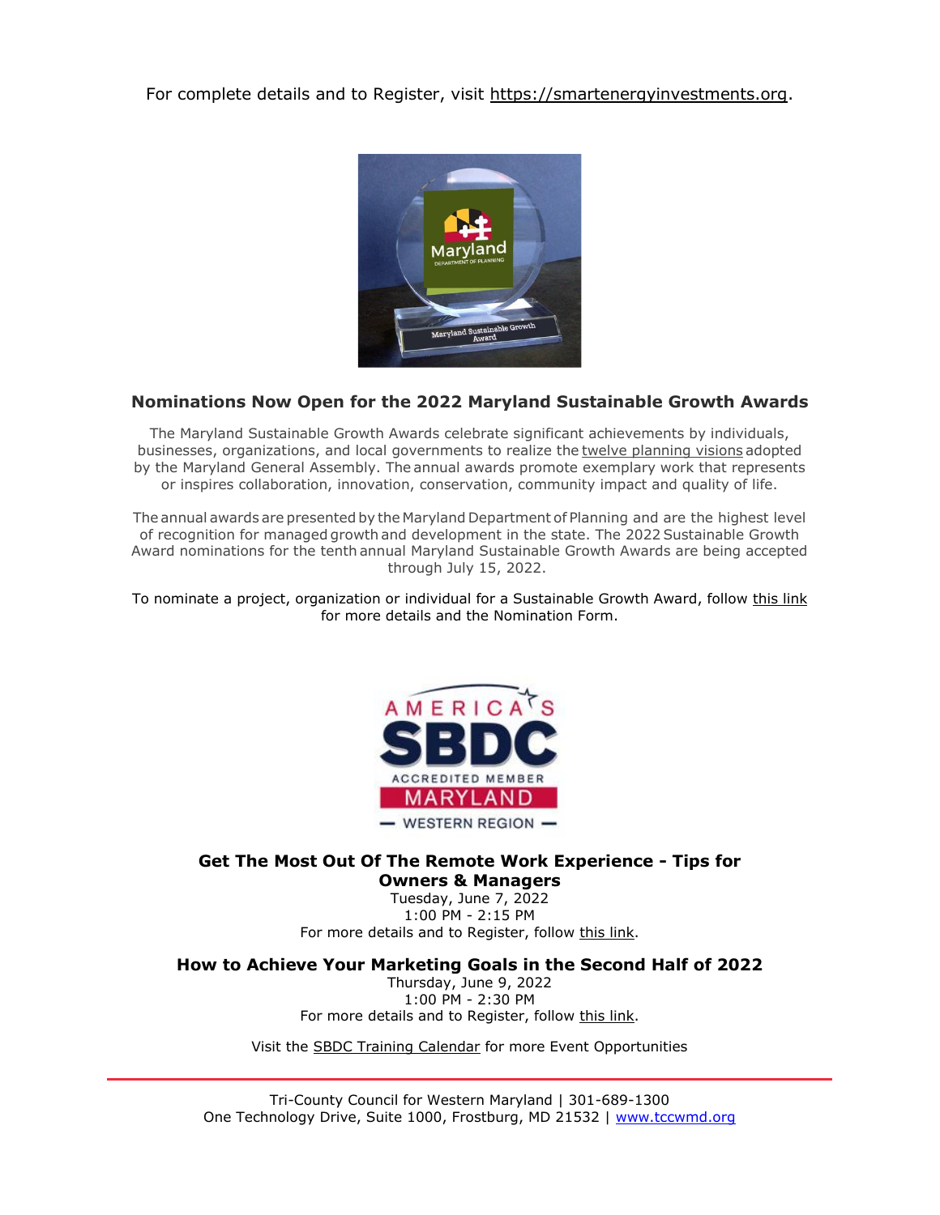For complete details and to Register, visit https://smartenergyinvestments.org.

## Nominations Now Open for the 2022 Maryland Sustainable Growth Awards

The Maryland Sustainable Growth Awards celebrate significant achievements by individuals, businesses, organizations, and local governments to realize the twelve planning visions adopted by the Maryland General Assembly. The annual awards promote exemplary work that represents or inspires collaboration, innovation, conservation, community impact and quality of life.

The annual awards are presented by the Maryland Department of Planning and are the highest level of recognition for managed growth and development in the state. The 2022 Sustainable Growth Award nominations for the tenth annual Maryland Sustainable Growth Awards are being accepted through July 15, 2022.

To nominate a project, organization or individual for a Sustainable Growth Award, follow this link for more details and the Nomination Form.

## Get The Most Out Of The Remote Work Experience - Tips for Owners & Managers

Tuesday, June 7, 2022
1:00 PM - 2:15 PM
For more details and to Register, follow this link.

## How to Achieve Your Marketing Goals in the Second Half of 2022

Thursday, June 9, 2022
1:00 PM - 2:30 PM
For more details and to Register, follow this link.

Visit the SBDC Training Calendar for more Event Opportunities

---

Tri-County Council for Western Maryland | 301-689-1300
One Technology Drive, Suite 1000, Frostburg, MD 21532 | www.tccwmd.org